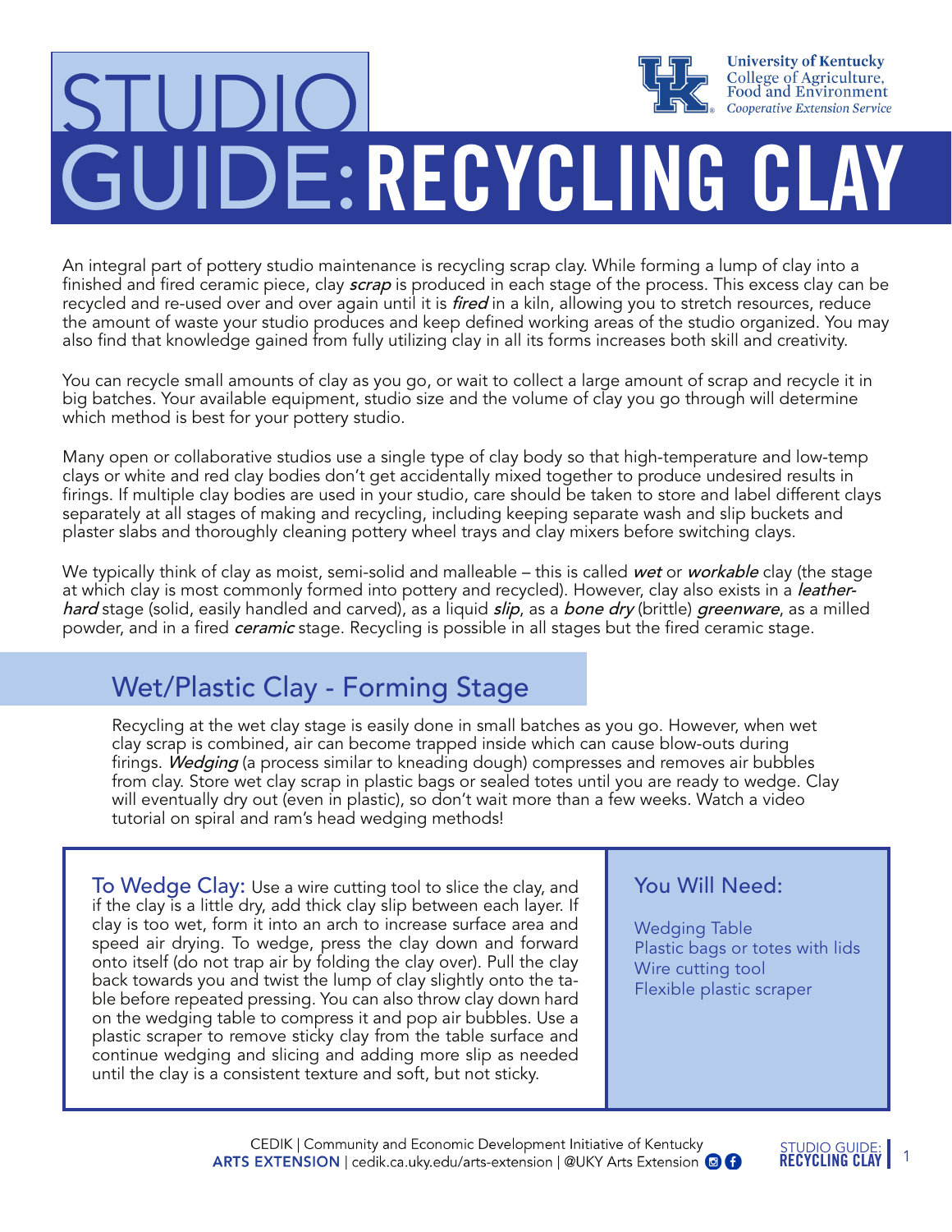# STUDIO GUIDE: RECYCLING CLAY

University of Kentucky
College of Agriculture, Food and Environment
*Cooperative Extension Service*

An integral part of pottery studio maintenance is recycling scrap clay. While forming a lump of clay into a finished and fired ceramic piece, clay ***scrap*** is produced in each stage of the process. This excess clay can be recycled and re-used over and over again until it is ***fired*** in a kiln, allowing you to stretch resources, reduce the amount of waste your studio produces and keep defined working areas of the studio organized. You may also find that knowledge gained from fully utilizing clay in all its forms increases both skill and creativity.

You can recycle small amounts of clay as you go, or wait to collect a large amount of scrap and recycle it in big batches. Your available equipment, studio size and the volume of clay you go through will determine which method is best for your pottery studio.

Many open or collaborative studios use a single type of clay body so that high-temperature and low-temp clays or white and red clay bodies don't get accidentally mixed together to produce undesired results in firings. If multiple clay bodies are used in your studio, care should be taken to store and label different clays separately at all stages of making and recycling, including keeping separate wash and slip buckets and plaster slabs and thoroughly cleaning pottery wheel trays and clay mixers before switching clays.

We typically think of clay as moist, semi-solid and malleable – this is called ***wet*** or ***workable*** clay (the stage at which clay is most commonly formed into pottery and recycled). However, clay also exists in a ***leather-hard*** stage (solid, easily handled and carved), as a liquid ***slip***, as a ***bone dry*** (brittle) ***greenware***, as a milled powder, and in a fired ***ceramic*** stage. Recycling is possible in all stages but the fired ceramic stage.

## Wet/Plastic Clay - Forming Stage

Recycling at the wet clay stage is easily done in small batches as you go. However, when wet clay scrap is combined, air can become trapped inside which can cause blow-outs during firings. ***Wedging*** (a process similar to kneading dough) compresses and removes air bubbles from clay. Store wet clay scrap in plastic bags or sealed totes until you are ready to wedge. Clay will eventually dry out (even in plastic), so don't wait more than a few weeks. Watch a video tutorial on spiral and ram's head wedging methods!

**To Wedge Clay:** Use a wire cutting tool to slice the clay, and if the clay is a little dry, add thick clay slip between each layer. If clay is too wet, form it into an arch to increase surface area and speed air drying. To wedge, press the clay down and forward onto itself (do not trap air by folding the clay over). Pull the clay back towards you and twist the lump of clay slightly onto the table before repeated pressing. You can also throw clay down hard on the wedging table to compress it and pop air bubbles. Use a plastic scraper to remove sticky clay from the table surface and continue wedging and slicing and adding more slip as needed until the clay is a consistent texture and soft, but not sticky.

### You Will Need:

- Wedging Table
- Plastic bags or totes with lids
- Wire cutting tool
- Flexible plastic scraper

CEDIK | Community and Economic Development Initiative of Kentucky
ARTS EXTENSION | cedik.ca.uky.edu/arts-extension | @UKY Arts Extension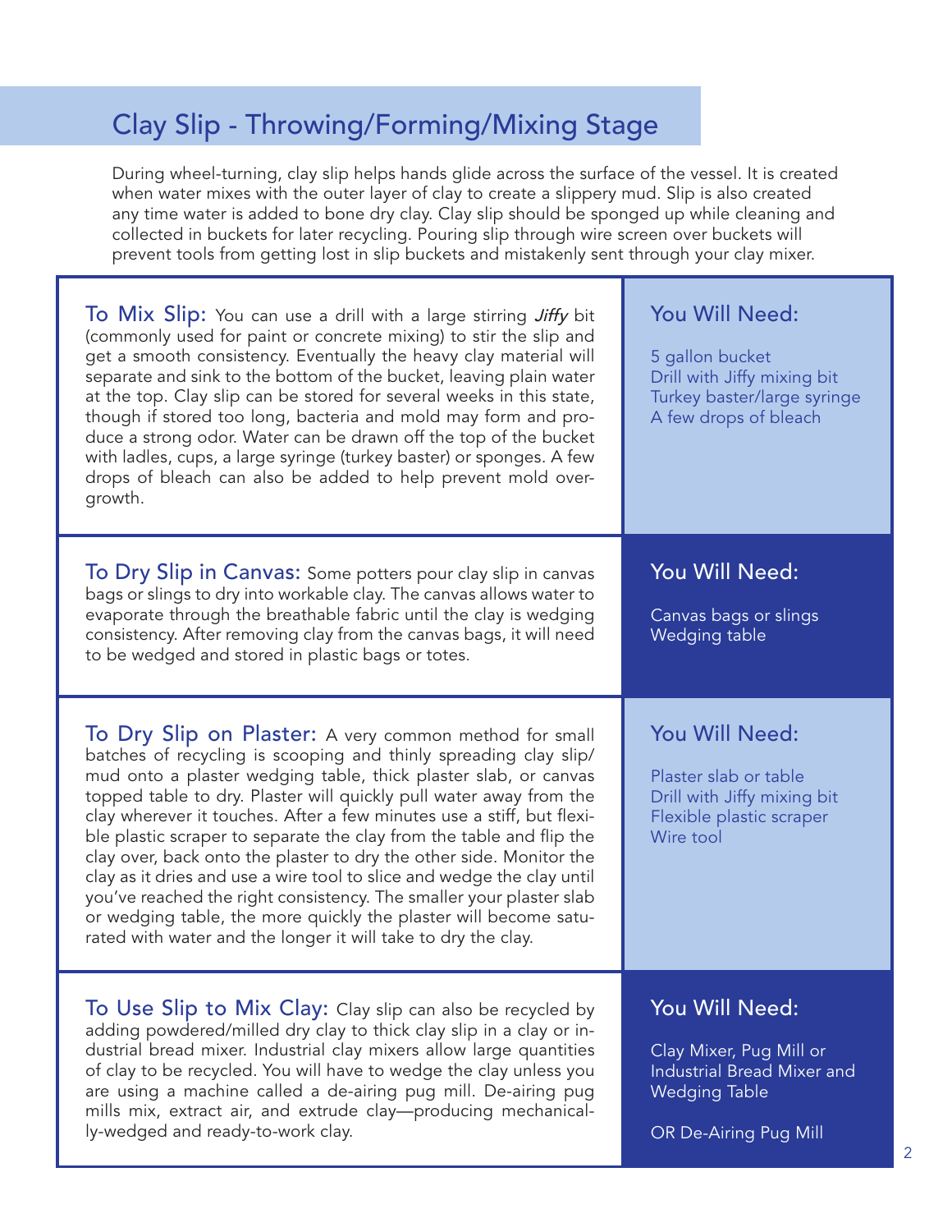## Clay Slip - Throwing/Forming/Mixing Stage

During wheel-turning, clay slip helps hands glide across the surface of the vessel. It is created when water mixes with the outer layer of clay to create a slippery mud. Slip is also created any time water is added to bone dry clay. Clay slip should be sponged up while cleaning and collected in buckets for later recycling. Pouring slip through wire screen over buckets will prevent tools from getting lost in slip buckets and mistakenly sent through your clay mixer.

### To Mix Slip:

You can use a drill with a large stirring *Jiffy* bit (commonly used for paint or concrete mixing) to stir the slip and get a smooth consistency. Eventually the heavy clay material will separate and sink to the bottom of the bucket, leaving plain water at the top. Clay slip can be stored for several weeks in this state, though if stored too long, bacteria and mold may form and produce a strong odor. Water can be drawn off the top of the bucket with ladles, cups, a large syringe (turkey baster) or sponges. A few drops of bleach can also be added to help prevent mold overgrowth.

**You Will Need:**

- 5 gallon bucket
- Drill with Jiffy mixing bit
- Turkey baster/large syringe
- A few drops of bleach

### To Dry Slip in Canvas:

Some potters pour clay slip in canvas bags or slings to dry into workable clay. The canvas allows water to evaporate through the breathable fabric until the clay is wedging consistency. After removing clay from the canvas bags, it will need to be wedged and stored in plastic bags or totes.

**You Will Need:**

- Canvas bags or slings
- Wedging table

### To Dry Slip on Plaster:

A very common method for small batches of recycling is scooping and thinly spreading clay slip/mud onto a plaster wedging table, thick plaster slab, or canvas topped table to dry. Plaster will quickly pull water away from the clay wherever it touches. After a few minutes use a stiff, but flexible plastic scraper to separate the clay from the table and flip the clay over, back onto the plaster to dry the other side. Monitor the clay as it dries and use a wire tool to slice and wedge the clay until you've reached the right consistency. The smaller your plaster slab or wedging table, the more quickly the plaster will become saturated with water and the longer it will take to dry the clay.

**You Will Need:**

- Plaster slab or table
- Drill with Jiffy mixing bit
- Flexible plastic scraper
- Wire tool

### To Use Slip to Mix Clay:

Clay slip can also be recycled by adding powdered/milled dry clay to thick clay slip in a clay or industrial bread mixer. Industrial clay mixers allow large quantities of clay to be recycled. You will have to wedge the clay unless you are using a machine called a de-airing pug mill. De-airing pug mills mix, extract air, and extrude clay—producing mechanically-wedged and ready-to-work clay.

**You Will Need:**

Clay Mixer, Pug Mill or Industrial Bread Mixer and Wedging Table

OR De-Airing Pug Mill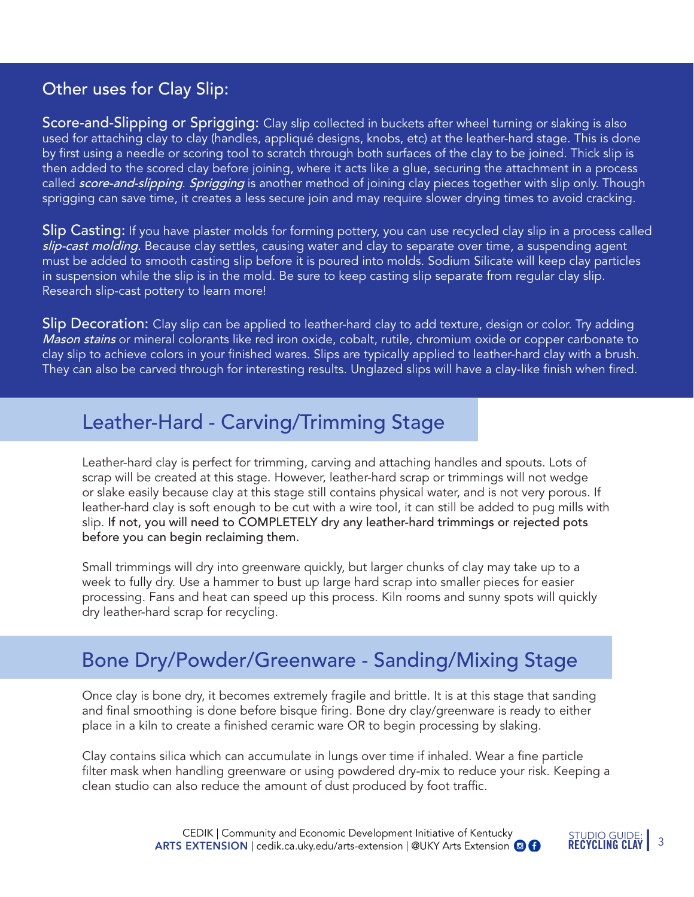## Other uses for Clay Slip:

**Score-and-Slipping or Sprigging:** Clay slip collected in buckets after wheel turning or slaking is also used for attaching clay to clay (handles, appliqué designs, knobs, etc) at the leather-hard stage. This is done by first using a needle or scoring tool to scratch through both surfaces of the clay to be joined. Thick slip is then added to the scored clay before joining, where it acts like a glue, securing the attachment in a process called *score-and-slipping*. *Sprigging* is another method of joining clay pieces together with slip only. Though sprigging can save time, it creates a less secure join and may require slower drying times to avoid cracking.

**Slip Casting:** If you have plaster molds for forming pottery, you can use recycled clay slip in a process called *slip-cast molding*. Because clay settles, causing water and clay to separate over time, a suspending agent must be added to smooth casting slip before it is poured into molds. Sodium Silicate will keep clay particles in suspension while the slip is in the mold. Be sure to keep casting slip separate from regular clay slip. Research slip-cast pottery to learn more!

**Slip Decoration:** Clay slip can be applied to leather-hard clay to add texture, design or color. Try adding *Mason stains* or mineral colorants like red iron oxide, cobalt, rutile, chromium oxide or copper carbonate to clay slip to achieve colors in your finished wares. Slips are typically applied to leather-hard clay with a brush. They can also be carved through for interesting results. Unglazed slips will have a clay-like finish when fired.

## Leather-Hard - Carving/Trimming Stage

Leather-hard clay is perfect for trimming, carving and attaching handles and spouts. Lots of scrap will be created at this stage. However, leather-hard scrap or trimmings will not wedge or slake easily because clay at this stage still contains physical water, and is not very porous. If leather-hard clay is soft enough to be cut with a wire tool, it can still be added to pug mills with slip. If not, you will need to COMPLETELY dry any leather-hard trimmings or rejected pots before you can begin reclaiming them.

Small trimmings will dry into greenware quickly, but larger chunks of clay may take up to a week to fully dry. Use a hammer to bust up large hard scrap into smaller pieces for easier processing. Fans and heat can speed up this process. Kiln rooms and sunny spots will quickly dry leather-hard scrap for recycling.

## Bone Dry/Powder/Greenware - Sanding/Mixing Stage

Once clay is bone dry, it becomes extremely fragile and brittle. It is at this stage that sanding and final smoothing is done before bisque firing. Bone dry clay/greenware is ready to either place in a kiln to create a finished ceramic ware OR to begin processing by slaking.

Clay contains silica which can accumulate in lungs over time if inhaled. Wear a fine particle filter mask when handling greenware or using powdered dry-mix to reduce your risk. Keeping a clean studio can also reduce the amount of dust produced by foot traffic.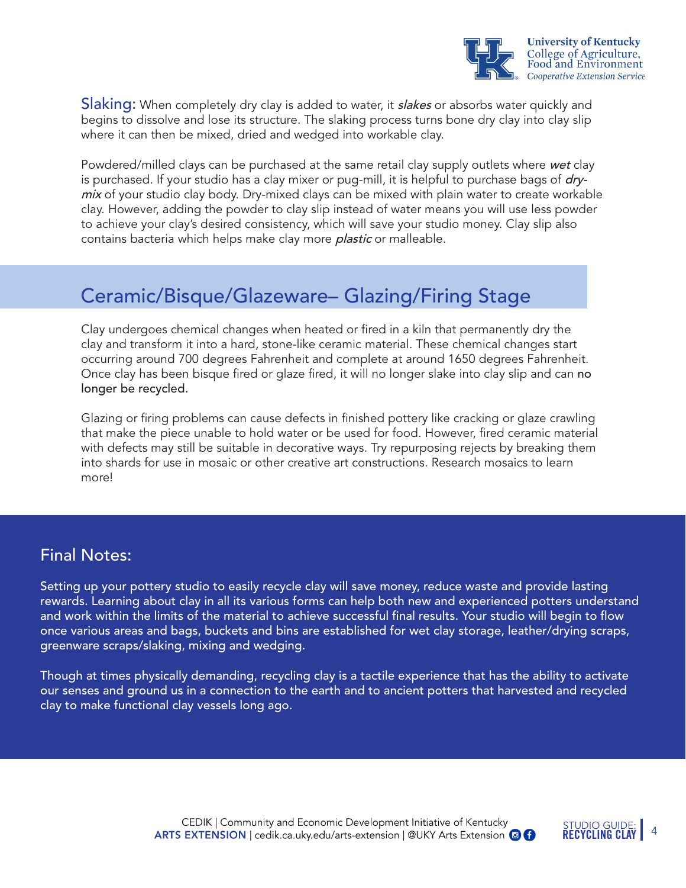**Slaking:** When completely dry clay is added to water, it ***slakes*** or absorbs water quickly and begins to dissolve and lose its structure. The slaking process turns bone dry clay into clay slip where it can then be mixed, dried and wedged into workable clay.

Powdered/milled clays can be purchased at the same retail clay supply outlets where ***wet*** clay is purchased. If your studio has a clay mixer or pug-mill, it is helpful to purchase bags of ***dry-mix*** of your studio clay body. Dry-mixed clays can be mixed with plain water to create workable clay. However, adding the powder to clay slip instead of water means you will use less powder to achieve your clay's desired consistency, which will save your studio money. Clay slip also contains bacteria which helps make clay more ***plastic*** or malleable.

## Ceramic/Bisque/Glazeware– Glazing/Firing Stage

Clay undergoes chemical changes when heated or fired in a kiln that permanently dry the clay and transform it into a hard, stone-like ceramic material. These chemical changes start occurring around 700 degrees Fahrenheit and complete at around 1650 degrees Fahrenheit. Once clay has been bisque fired or glaze fired, it will no longer slake into clay slip and can no longer be recycled.

Glazing or firing problems can cause defects in finished pottery like cracking or glaze crawling that make the piece unable to hold water or be used for food. However, fired ceramic material with defects may still be suitable in decorative ways. Try repurposing rejects by breaking them into shards for use in mosaic or other creative art constructions. Research mosaics to learn more!

## Final Notes:

Setting up your pottery studio to easily recycle clay will save money, reduce waste and provide lasting rewards. Learning about clay in all its various forms can help both new and experienced potters understand and work within the limits of the material to achieve successful final results. Your studio will begin to flow once various areas and bags, buckets and bins are established for wet clay storage, leather/drying scraps, greenware scraps/slaking, mixing and wedging.

Though at times physically demanding, recycling clay is a tactile experience that has the ability to activate our senses and ground us in a connection to the earth and to ancient potters that harvested and recycled clay to make functional clay vessels long ago.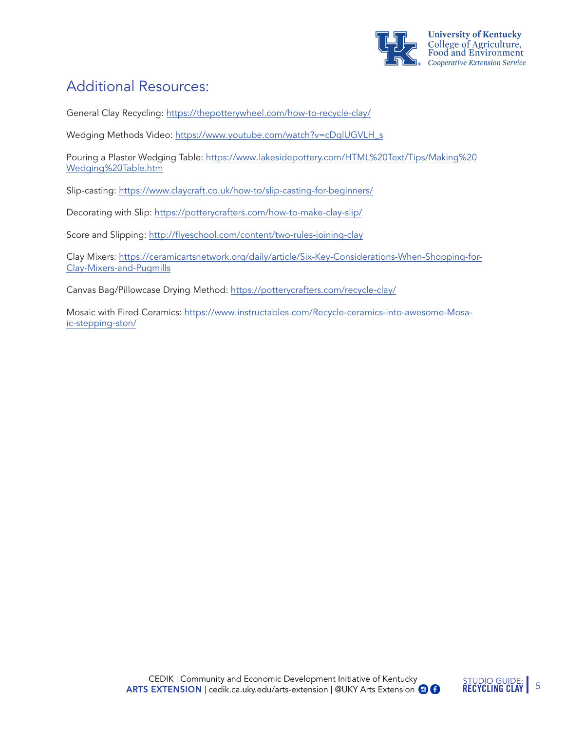## Additional Resources:

General Clay Recycling: https://thepotterywheel.com/how-to-recycle-clay/

Wedging Methods Video: https://www.youtube.com/watch?v=cDglUGVLH_s

Pouring a Plaster Wedging Table: https://www.lakesidepottery.com/HTML%20Text/Tips/Making%20Wedging%20Table.htm

Slip-casting: https://www.claycraft.co.uk/how-to/slip-casting-for-beginners/

Decorating with Slip: https://potterycrafters.com/how-to-make-clay-slip/

Score and Slipping: http://flyeschool.com/content/two-rules-joining-clay

Clay Mixers: https://ceramicartsnetwork.org/daily/article/Six-Key-Considerations-When-Shopping-for-Clay-Mixers-and-Pugmills

Canvas Bag/Pillowcase Drying Method: https://potterycrafters.com/recycle-clay/

Mosaic with Fired Ceramics: https://www.instructables.com/Recycle-ceramics-into-awesome-Mosaic-stepping-ston/